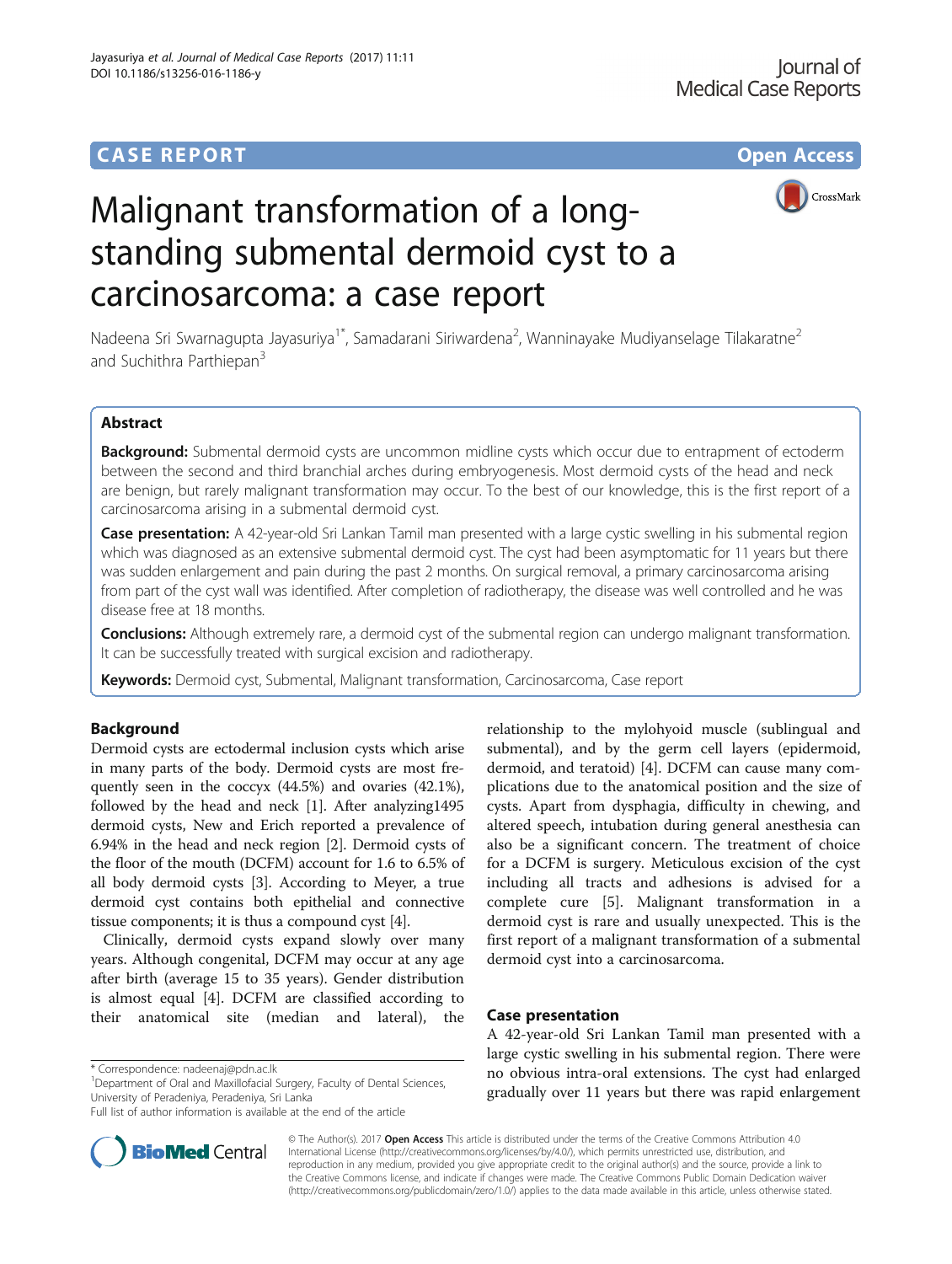CASE REPORT

Open Access

# Malignant transformation of a long-standing submental dermoid cyst to a carcinosarcoma: a case report

Nadeena Sri Swarnagupta Jayasuriya[1*], Samadarani Siriwardena[2], Wanninayake Mudiyanselage Tilakaratne[2] and Suchithra Parthiepan[3]

## Abstract

**Background:** Submental dermoid cysts are uncommon midline cysts which occur due to entrapment of ectoderm between the second and third branchial arches during embryogenesis. Most dermoid cysts of the head and neck are benign, but rarely malignant transformation may occur. To the best of our knowledge, this is the first report of a carcinosarcoma arising in a submental dermoid cyst.

**Case presentation:** A 42-year-old Sri Lankan Tamil man presented with a large cystic swelling in his submental region which was diagnosed as an extensive submental dermoid cyst. The cyst had been asymptomatic for 11 years but there was sudden enlargement and pain during the past 2 months. On surgical removal, a primary carcinosarcoma arising from part of the cyst wall was identified. After completion of radiotherapy, the disease was well controlled and he was disease free at 18 months.

**Conclusions:** Although extremely rare, a dermoid cyst of the submental region can undergo malignant transformation. It can be successfully treated with surgical excision and radiotherapy.

**Keywords:** Dermoid cyst, Submental, Malignant transformation, Carcinosarcoma, Case report

## Background

Dermoid cysts are ectodermal inclusion cysts which arise in many parts of the body. Dermoid cysts are most frequently seen in the coccyx (44.5%) and ovaries (42.1%), followed by the head and neck [1]. After analyzing1495 dermoid cysts, New and Erich reported a prevalence of 6.94% in the head and neck region [2]. Dermoid cysts of the floor of the mouth (DCFM) account for 1.6 to 6.5% of all body dermoid cysts [3]. According to Meyer, a true dermoid cyst contains both epithelial and connective tissue components; it is thus a compound cyst [4].

Clinically, dermoid cysts expand slowly over many years. Although congenital, DCFM may occur at any age after birth (average 15 to 35 years). Gender distribution is almost equal [4]. DCFM are classified according to their anatomical site (median and lateral), the relationship to the mylohyoid muscle (sublingual and submental), and by the germ cell layers (epidermoid, dermoid, and teratoid) [4]. DCFM can cause many complications due to the anatomical position and the size of cysts. Apart from dysphagia, difficulty in chewing, and altered speech, intubation during general anesthesia can also be a significant concern. The treatment of choice for a DCFM is surgery. Meticulous excision of the cyst including all tracts and adhesions is advised for a complete cure [5]. Malignant transformation in a dermoid cyst is rare and usually unexpected. This is the first report of a malignant transformation of a submental dermoid cyst into a carcinosarcoma.

## Case presentation

A 42-year-old Sri Lankan Tamil man presented with a large cystic swelling in his submental region. There were no obvious intra-oral extensions. The cyst had enlarged gradually over 11 years but there was rapid enlargement

\* Correspondence: nadeenaj@pdn.ac.lk
[1]Department of Oral and Maxillofacial Surgery, Faculty of Dental Sciences, University of Peradeniya, Peradeniya, Sri Lanka
Full list of author information is available at the end of the article

© The Author(s). 2017 **Open Access** This article is distributed under the terms of the Creative Commons Attribution 4.0 International License (http://creativecommons.org/licenses/by/4.0/), which permits unrestricted use, distribution, and reproduction in any medium, provided you give appropriate credit to the original author(s) and the source, provide a link to the Creative Commons license, and indicate if changes were made. The Creative Commons Public Domain Dedication waiver (http://creativecommons.org/publicdomain/zero/1.0/) applies to the data made available in this article, unless otherwise stated.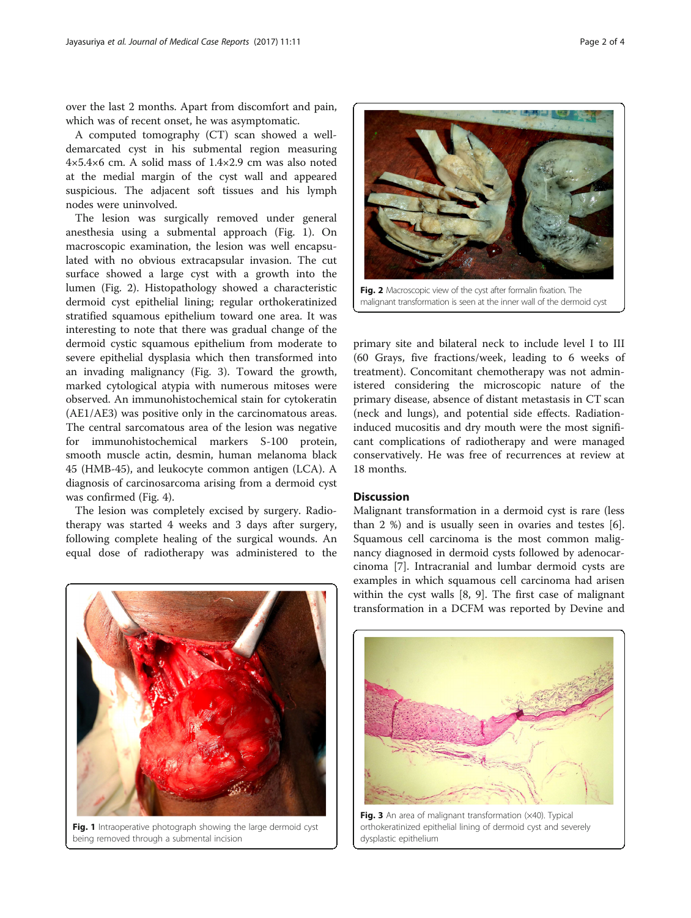over the last 2 months. Apart from discomfort and pain, which was of recent onset, he was asymptomatic.

A computed tomography (CT) scan showed a well-demarcated cyst in his submental region measuring 4×5.4×6 cm. A solid mass of 1.4×2.9 cm was also noted at the medial margin of the cyst wall and appeared suspicious. The adjacent soft tissues and his lymph nodes were uninvolved.

The lesion was surgically removed under general anesthesia using a submental approach (Fig. 1). On macroscopic examination, the lesion was well encapsulated with no obvious extracapsular invasion. The cut surface showed a large cyst with a growth into the lumen (Fig. 2). Histopathology showed a characteristic dermoid cyst epithelial lining; regular orthokeratinized stratified squamous epithelium toward one area. It was interesting to note that there was gradual change of the dermoid cystic squamous epithelium from moderate to severe epithelial dysplasia which then transformed into an invading malignancy (Fig. 3). Toward the growth, marked cytological atypia with numerous mitoses were observed. An immunohistochemical stain for cytokeratin (AE1/AE3) was positive only in the carcinomatous areas. The central sarcomatous area of the lesion was negative for immunohistochemical markers S-100 protein, smooth muscle actin, desmin, human melanoma black 45 (HMB-45), and leukocyte common antigen (LCA). A diagnosis of carcinosarcoma arising from a dermoid cyst was confirmed (Fig. 4).

The lesion was completely excised by surgery. Radiotherapy was started 4 weeks and 3 days after surgery, following complete healing of the surgical wounds. An equal dose of radiotherapy was administered to the primary site and bilateral neck to include level I to III (60 Grays, five fractions/week, leading to 6 weeks of treatment). Concomitant chemotherapy was not administered considering the microscopic nature of the primary disease, absence of distant metastasis in CT scan (neck and lungs), and potential side effects. Radiation-induced mucositis and dry mouth were the most significant complications of radiotherapy and were managed conservatively. He was free of recurrences at review at 18 months.

**Fig. 1** Intraoperative photograph showing the large dermoid cyst being removed through a submental incision

**Fig. 2** Macroscopic view of the cyst after formalin fixation. The malignant transformation is seen at the inner wall of the dermoid cyst

## Discussion

Malignant transformation in a dermoid cyst is rare (less than 2 %) and is usually seen in ovaries and testes [6]. Squamous cell carcinoma is the most common malignancy diagnosed in dermoid cysts followed by adenocarcinoma [7]. Intracranial and lumbar dermoid cysts are examples in which squamous cell carcinoma had arisen within the cyst walls [8, 9]. The first case of malignant transformation in a DCFM was reported by Devine and

**Fig. 3** An area of malignant transformation (×40). Typical orthokeratinized epithelial lining of dermoid cyst and severely dysplastic epithelium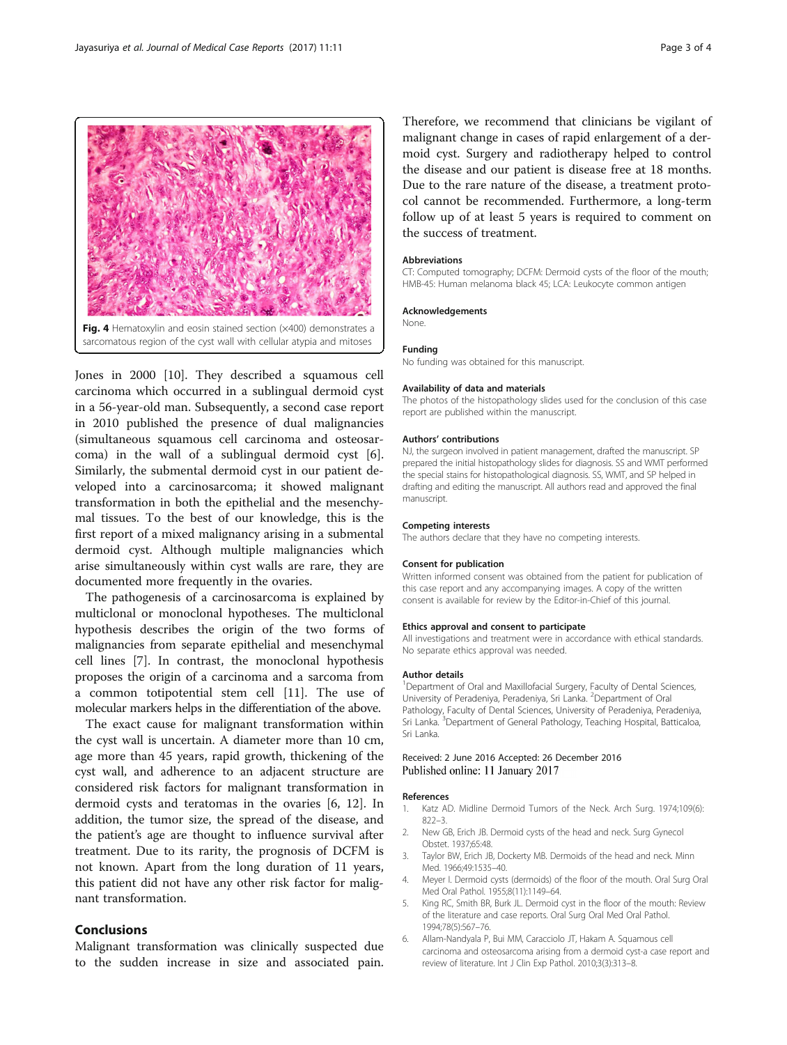Fig. 4 Hematoxylin and eosin stained section (×400) demonstrates a sarcomatous region of the cyst wall with cellular atypia and mitoses

Jones in 2000 [10]. They described a squamous cell carcinoma which occurred in a sublingual dermoid cyst in a 56-year-old man. Subsequently, a second case report in 2010 published the presence of dual malignancies (simultaneous squamous cell carcinoma and osteosarcoma) in the wall of a sublingual dermoid cyst [6]. Similarly, the submental dermoid cyst in our patient developed into a carcinosarcoma; it showed malignant transformation in both the epithelial and the mesenchymal tissues. To the best of our knowledge, this is the first report of a mixed malignancy arising in a submental dermoid cyst. Although multiple malignancies which arise simultaneously within cyst walls are rare, they are documented more frequently in the ovaries.

The pathogenesis of a carcinosarcoma is explained by multiclonal or monoclonal hypotheses. The multiclonal hypothesis describes the origin of the two forms of malignancies from separate epithelial and mesenchymal cell lines [7]. In contrast, the monoclonal hypothesis proposes the origin of a carcinoma and a sarcoma from a common totipotential stem cell [11]. The use of molecular markers helps in the differentiation of the above.

The exact cause for malignant transformation within the cyst wall is uncertain. A diameter more than 10 cm, age more than 45 years, rapid growth, thickening of the cyst wall, and adherence to an adjacent structure are considered risk factors for malignant transformation in dermoid cysts and teratomas in the ovaries [6, 12]. In addition, the tumor size, the spread of the disease, and the patient's age are thought to influence survival after treatment. Due to its rarity, the prognosis of DCFM is not known. Apart from the long duration of 11 years, this patient did not have any other risk factor for malignant transformation.

## Conclusions

Malignant transformation was clinically suspected due to the sudden increase in size and associated pain. Therefore, we recommend that clinicians be vigilant of malignant change in cases of rapid enlargement of a dermoid cyst. Surgery and radiotherapy helped to control the disease and our patient is disease free at 18 months. Due to the rare nature of the disease, a treatment protocol cannot be recommended. Furthermore, a long-term follow up of at least 5 years is required to comment on the success of treatment.

### Abbreviations

CT: Computed tomography; DCFM: Dermoid cysts of the floor of the mouth; HMB-45: Human melanoma black 45; LCA: Leukocyte common antigen

### Acknowledgements

None.

### Funding

No funding was obtained for this manuscript.

### Availability of data and materials

The photos of the histopathology slides used for the conclusion of this case report are published within the manuscript.

### Authors' contributions

NJ, the surgeon involved in patient management, drafted the manuscript. SP prepared the initial histopathology slides for diagnosis. SS and WMT performed the special stains for histopathological diagnosis. SS, WMT, and SP helped in drafting and editing the manuscript. All authors read and approved the final manuscript.

### Competing interests

The authors declare that they have no competing interests.

### Consent for publication

Written informed consent was obtained from the patient for publication of this case report and any accompanying images. A copy of the written consent is available for review by the Editor-in-Chief of this journal.

### Ethics approval and consent to participate

All investigations and treatment were in accordance with ethical standards. No separate ethics approval was needed.

### Author details

[1]Department of Oral and Maxillofacial Surgery, Faculty of Dental Sciences, University of Peradeniya, Peradeniya, Sri Lanka. [2]Department of Oral Pathology, Faculty of Dental Sciences, University of Peradeniya, Peradeniya, Sri Lanka. [3]Department of General Pathology, Teaching Hospital, Batticaloa, Sri Lanka.

Received: 2 June 2016 Accepted: 26 December 2016
Published online: 11 January 2017

### References

1. Katz AD. Midline Dermoid Tumors of the Neck. Arch Surg. 1974;109(6):822–3.
2. New GB, Erich JB. Dermoid cysts of the head and neck. Surg Gynecol Obstet. 1937;65:48.
3. Taylor BW, Erich JB, Dockerty MB. Dermoids of the head and neck. Minn Med. 1966;49:1535–40.
4. Meyer I. Dermoid cysts (dermoids) of the floor of the mouth. Oral Surg Oral Med Oral Pathol. 1955;8(11):1149–64.
5. King RC, Smith BR, Burk JL. Dermoid cyst in the floor of the mouth: Review of the literature and case reports. Oral Surg Oral Med Oral Pathol. 1994;78(5):567–76.
6. Allam-Nandyala P, Bui MM, Caracciolo JT, Hakam A. Squamous cell carcinoma and osteosarcoma arising from a dermoid cyst-a case report and review of literature. Int J Clin Exp Pathol. 2010;3(3):313–8.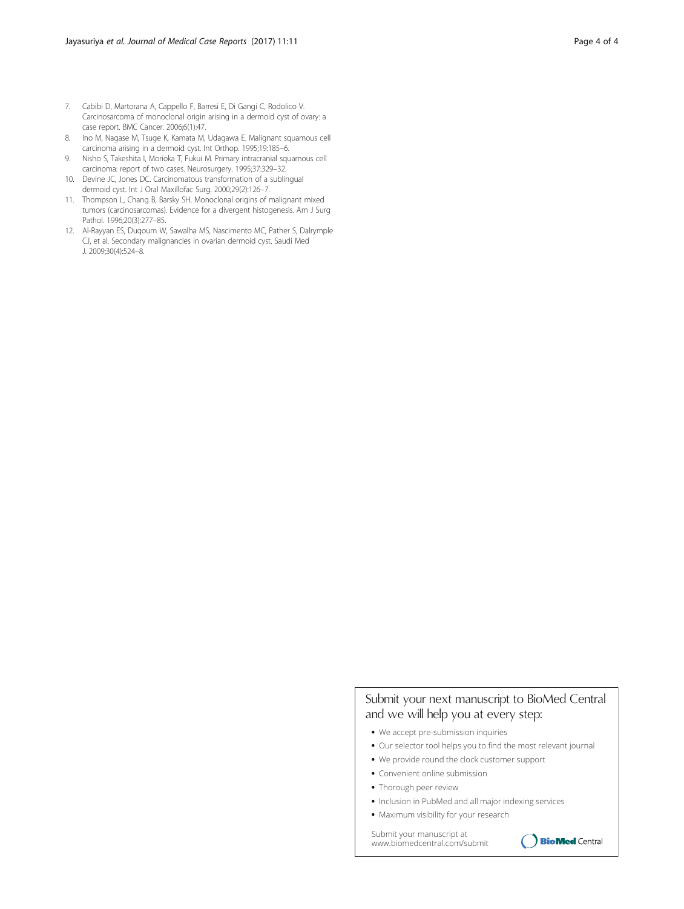7. Cabibi D, Martorana A, Cappello F, Barresi E, Di Gangi C, Rodolico V. Carcinosarcoma of monoclonal origin arising in a dermoid cyst of ovary: a case report. BMC Cancer. 2006;6(1):47.
8. Ino M, Nagase M, Tsuge K, Kamata M, Udagawa E. Malignant squamous cell carcinoma arising in a dermoid cyst. Int Orthop. 1995;19:185–6.
9. Nisho S, Takeshita I, Morioka T, Fukui M. Primary intracranial squamous cell carcinoma: report of two cases. Neurosurgery. 1995;37:329–32.
10. Devine JC, Jones DC. Carcinomatous transformation of a sublingual dermoid cyst. Int J Oral Maxillofac Surg. 2000;29(2):126–7.
11. Thompson L, Chang B, Barsky SH. Monoclonal origins of malignant mixed tumors (carcinosarcomas). Evidence for a divergent histogenesis. Am J Surg Pathol. 1996;20(3):277–85.
12. Al-Rayyan ES, Duqoum W, Sawalha MS, Nascimento MC, Pather S, Dalrymple CJ, et al. Secondary malignancies in ovarian dermoid cyst. Saudi Med J. 2009;30(4):524–8.

Submit your next manuscript to BioMed Central and we will help you at every step:

- We accept pre-submission inquiries
- Our selector tool helps you to find the most relevant journal
- We provide round the clock customer support
- Convenient online submission
- Thorough peer review
- Inclusion in PubMed and all major indexing services
- Maximum visibility for your research

Submit your manuscript at
www.biomedcentral.com/submit

BioMed Central